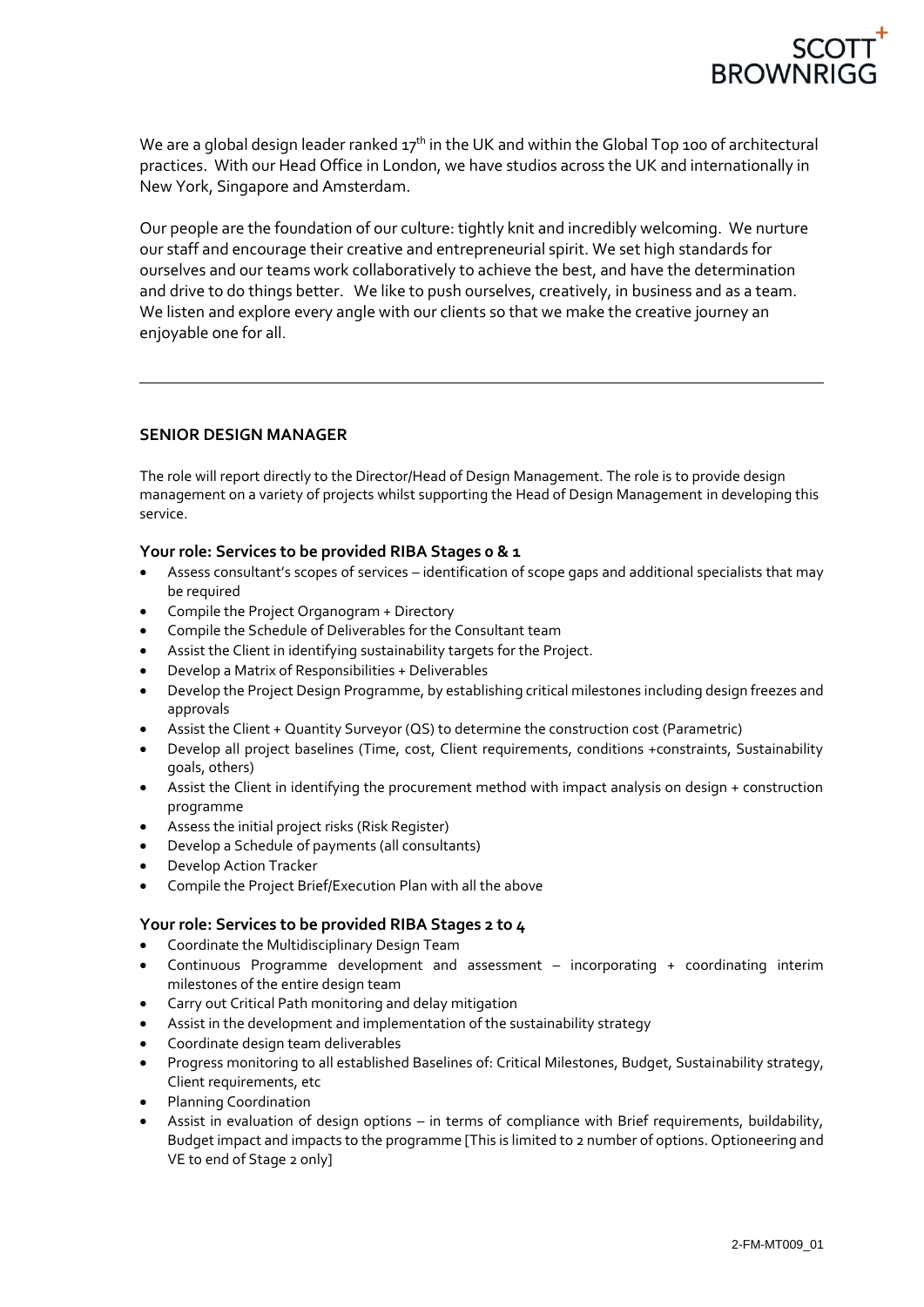We are a global design leader ranked 17th in the UK and within the Global Top 100 of architectural practices. With our Head Office in London, we have studios across the UK and internationally in New York, Singapore and Amsterdam.

Our people are the foundation of our culture: tightly knit and incredibly welcoming. We nurture our staff and encourage their creative and entrepreneurial spirit. We set high standards for ourselves and our teams work collaboratively to achieve the best, and have the determination and drive to do things better. We like to push ourselves, creatively, in business and as a team. We listen and explore every angle with our clients so that we make the creative journey an enjoyable one for all.

---

## SENIOR DESIGN MANAGER

The role will report directly to the Director/Head of Design Management. The role is to provide design management on a variety of projects whilst supporting the Head of Design Management in developing this service.

### Your role: Services to be provided RIBA Stages 0 & 1

- Assess consultant's scopes of services – identification of scope gaps and additional specialists that may be required
- Compile the Project Organogram + Directory
- Compile the Schedule of Deliverables for the Consultant team
- Assist the Client in identifying sustainability targets for the Project.
- Develop a Matrix of Responsibilities + Deliverables
- Develop the Project Design Programme, by establishing critical milestones including design freezes and approvals
- Assist the Client + Quantity Surveyor (QS) to determine the construction cost (Parametric)
- Develop all project baselines (Time, cost, Client requirements, conditions +constraints, Sustainability goals, others)
- Assist the Client in identifying the procurement method with impact analysis on design + construction programme
- Assess the initial project risks (Risk Register)
- Develop a Schedule of payments (all consultants)
- Develop Action Tracker
- Compile the Project Brief/Execution Plan with all the above

### Your role: Services to be provided RIBA Stages 2 to 4

- Coordinate the Multidisciplinary Design Team
- Continuous Programme development and assessment – incorporating + coordinating interim milestones of the entire design team
- Carry out Critical Path monitoring and delay mitigation
- Assist in the development and implementation of the sustainability strategy
- Coordinate design team deliverables
- Progress monitoring to all established Baselines of: Critical Milestones, Budget, Sustainability strategy, Client requirements, etc
- Planning Coordination
- Assist in evaluation of design options – in terms of compliance with Brief requirements, buildability, Budget impact and impacts to the programme [This is limited to 2 number of options. Optioneering and VE to end of Stage 2 only]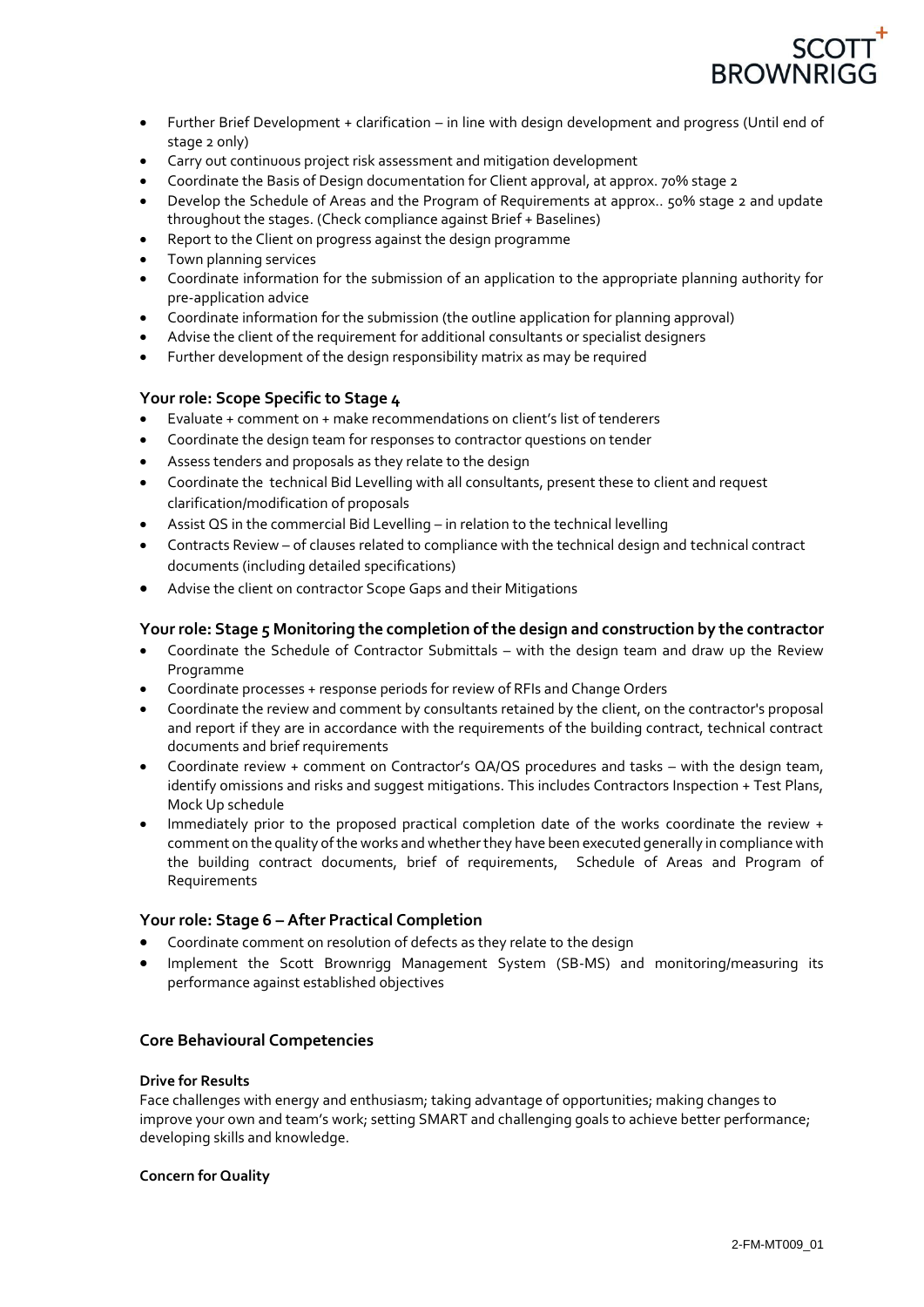- Further Brief Development + clarification – in line with design development and progress (Until end of stage 2 only)
- Carry out continuous project risk assessment and mitigation development
- Coordinate the Basis of Design documentation for Client approval, at approx. 70% stage 2
- Develop the Schedule of Areas and the Program of Requirements at approx.. 50% stage 2 and update throughout the stages. (Check compliance against Brief + Baselines)
- Report to the Client on progress against the design programme
- Town planning services
- Coordinate information for the submission of an application to the appropriate planning authority for pre-application advice
- Coordinate information for the submission (the outline application for planning approval)
- Advise the client of the requirement for additional consultants or specialist designers
- Further development of the design responsibility matrix as may be required

### Your role: Scope Specific to Stage 4

- Evaluate + comment on + make recommendations on client's list of tenderers
- Coordinate the design team for responses to contractor questions on tender
- Assess tenders and proposals as they relate to the design
- Coordinate the technical Bid Levelling with all consultants, present these to client and request clarification/modification of proposals
- Assist QS in the commercial Bid Levelling – in relation to the technical levelling
- Contracts Review – of clauses related to compliance with the technical design and technical contract documents (including detailed specifications)
- Advise the client on contractor Scope Gaps and their Mitigations

### Your role: Stage 5 Monitoring the completion of the design and construction by the contractor

- Coordinate the Schedule of Contractor Submittals – with the design team and draw up the Review Programme
- Coordinate processes + response periods for review of RFIs and Change Orders
- Coordinate the review and comment by consultants retained by the client, on the contractor's proposal and report if they are in accordance with the requirements of the building contract, technical contract documents and brief requirements
- Coordinate review + comment on Contractor's QA/QS procedures and tasks – with the design team, identify omissions and risks and suggest mitigations. This includes Contractors Inspection + Test Plans, Mock Up schedule
- Immediately prior to the proposed practical completion date of the works coordinate the review + comment on the quality of the works and whether they have been executed generally in compliance with the building contract documents, brief of requirements, Schedule of Areas and Program of Requirements

### Your role: Stage 6 – After Practical Completion

- Coordinate comment on resolution of defects as they relate to the design
- Implement the Scott Brownrigg Management System (SB-MS) and monitoring/measuring its performance against established objectives

### Core Behavioural Competencies

**Drive for Results**

Face challenges with energy and enthusiasm; taking advantage of opportunities; making changes to improve your own and team's work; setting SMART and challenging goals to achieve better performance; developing skills and knowledge.

**Concern for Quality**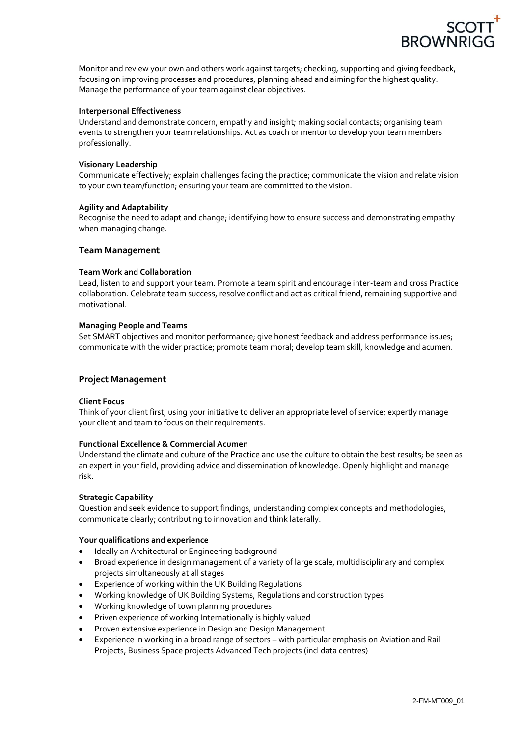Monitor and review your own and others work against targets; checking, supporting and giving feedback, focusing on improving processes and procedures; planning ahead and aiming for the highest quality. Manage the performance of your team against clear objectives.

**Interpersonal Effectiveness**
Understand and demonstrate concern, empathy and insight; making social contacts; organising team events to strengthen your team relationships. Act as coach or mentor to develop your team members professionally.

**Visionary Leadership**
Communicate effectively; explain challenges facing the practice; communicate the vision and relate vision to your own team/function; ensuring your team are committed to the vision.

**Agility and Adaptability**
Recognise the need to adapt and change; identifying how to ensure success and demonstrating empathy when managing change.

## Team Management

**Team Work and Collaboration**
Lead, listen to and support your team. Promote a team spirit and encourage inter-team and cross Practice collaboration. Celebrate team success, resolve conflict and act as critical friend, remaining supportive and motivational.

**Managing People and Teams**
Set SMART objectives and monitor performance; give honest feedback and address performance issues; communicate with the wider practice; promote team moral; develop team skill, knowledge and acumen.

## Project Management

**Client Focus**
Think of your client first, using your initiative to deliver an appropriate level of service; expertly manage your client and team to focus on their requirements.

**Functional Excellence & Commercial Acumen**
Understand the climate and culture of the Practice and use the culture to obtain the best results; be seen as an expert in your field, providing advice and dissemination of knowledge. Openly highlight and manage risk.

**Strategic Capability**
Question and seek evidence to support findings, understanding complex concepts and methodologies, communicate clearly; contributing to innovation and think laterally.

**Your qualifications and experience**

- Ideally an Architectural or Engineering background
- Broad experience in design management of a variety of large scale, multidisciplinary and complex projects simultaneously at all stages
- Experience of working within the UK Building Regulations
- Working knowledge of UK Building Systems, Regulations and construction types
- Working knowledge of town planning procedures
- Priven experience of working Internationally is highly valued
- Proven extensive experience in Design and Design Management
- Experience in working in a broad range of sectors – with particular emphasis on Aviation and Rail Projects, Business Space projects Advanced Tech projects (incl data centres)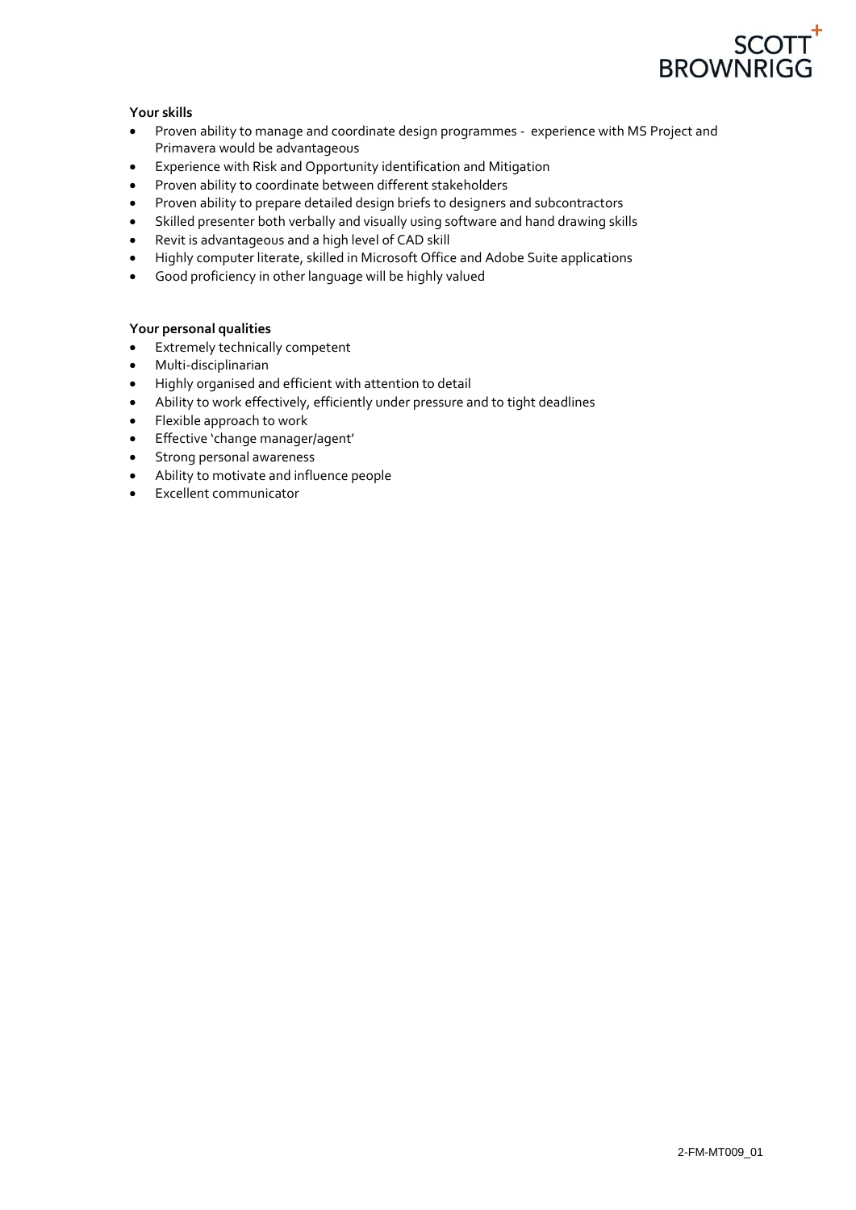**Your skills**

- Proven ability to manage and coordinate design programmes - experience with MS Project and Primavera would be advantageous
- Experience with Risk and Opportunity identification and Mitigation
- Proven ability to coordinate between different stakeholders
- Proven ability to prepare detailed design briefs to designers and subcontractors
- Skilled presenter both verbally and visually using software and hand drawing skills
- Revit is advantageous and a high level of CAD skill
- Highly computer literate, skilled in Microsoft Office and Adobe Suite applications
- Good proficiency in other language will be highly valued

**Your personal qualities**

- Extremely technically competent
- Multi-disciplinarian
- Highly organised and efficient with attention to detail
- Ability to work effectively, efficiently under pressure and to tight deadlines
- Flexible approach to work
- Effective 'change manager/agent'
- Strong personal awareness
- Ability to motivate and influence people
- Excellent communicator